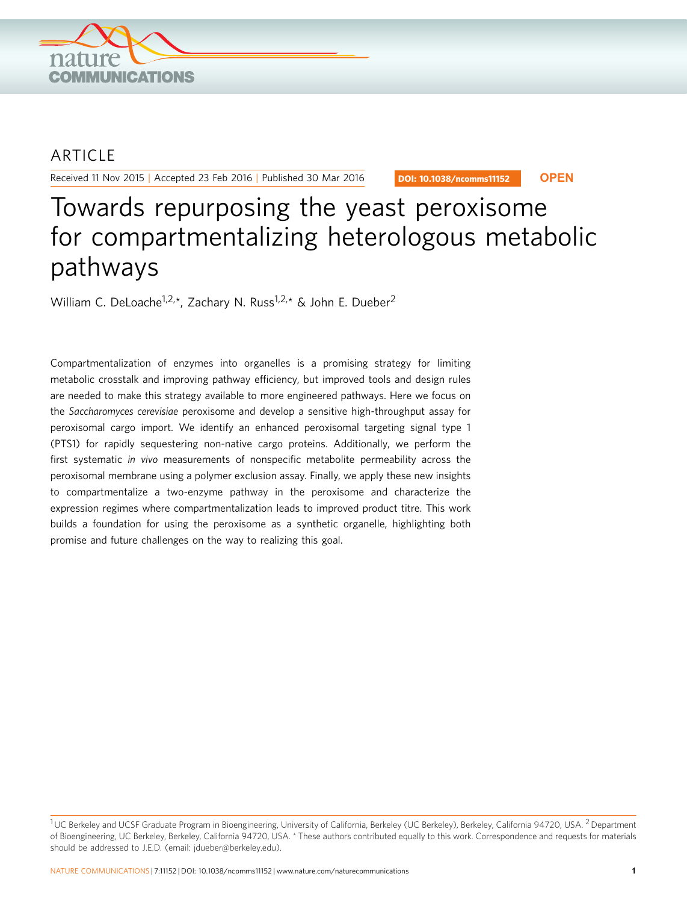ARTICLE

Received 11 Nov 2015 | Accepted 23 Feb 2016 | Published 30 Mar 2016

DOI: 10.1038/ncomms11152 **OPEN**

# Towards repurposing the yeast peroxisome for compartmentalizing heterologous metabolic pathways

William C. DeLoache[1,2,*], Zachary N. Russ[1,2,*] & John E. Dueber[2]

Compartmentalization of enzymes into organelles is a promising strategy for limiting metabolic crosstalk and improving pathway efficiency, but improved tools and design rules are needed to make this strategy available to more engineered pathways. Here we focus on the *Saccharomyces cerevisiae* peroxisome and develop a sensitive high-throughput assay for peroxisomal cargo import. We identify an enhanced peroxisomal targeting signal type 1 (PTS1) for rapidly sequestering non-native cargo proteins. Additionally, we perform the first systematic *in vivo* measurements of nonspecific metabolite permeability across the peroxisomal membrane using a polymer exclusion assay. Finally, we apply these new insights to compartmentalize a two-enzyme pathway in the peroxisome and characterize the expression regimes where compartmentalization leads to improved product titre. This work builds a foundation for using the peroxisome as a synthetic organelle, highlighting both promise and future challenges on the way to realizing this goal.

[1] UC Berkeley and UCSF Graduate Program in Bioengineering, University of California, Berkeley (UC Berkeley), Berkeley, California 94720, USA. [2] Department of Bioengineering, UC Berkeley, Berkeley, California 94720, USA. * These authors contributed equally to this work. Correspondence and requests for materials should be addressed to J.E.D. (email: jdueber@berkeley.edu).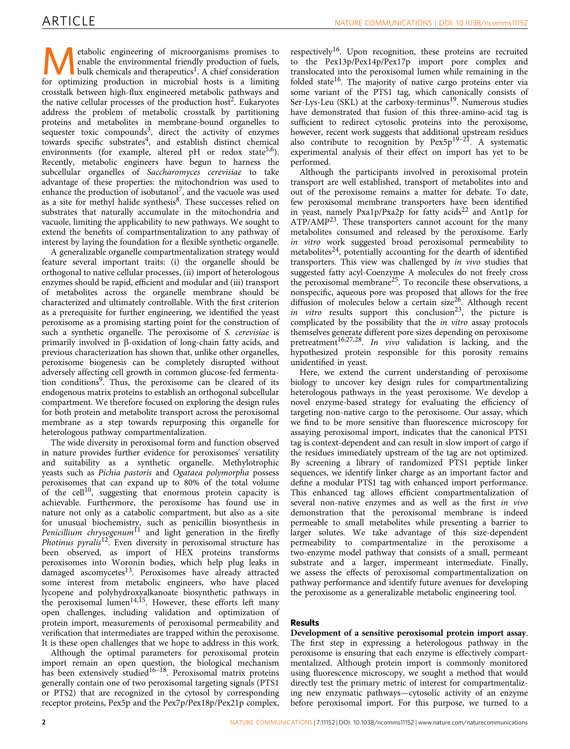Metabolic engineering of microorganisms promises to enable the environmental friendly production of fuels, bulk chemicals and therapeutics[1]. A chief consideration for optimizing production in microbial hosts is a limiting crosstalk between high-flux engineered metabolic pathways and the native cellular processes of the production host[2]. Eukaryotes address the problem of metabolic crosstalk by partitioning proteins and metabolites in membrane-bound organelles to sequester toxic compounds[3], direct the activity of enzymes towards specific substrates[4], and establish distinct chemical environments (for example, altered pH or redox state[5,6]). Recently, metabolic engineers have begun to harness the subcellular organelles of *Saccharomyces cerevisiae* to take advantage of these properties: the mitochondrion was used to enhance the production of isobutanol[7], and the vacuole was used as a site for methyl halide synthesis[8]. These successes relied on substrates that naturally accumulate in the mitochondria and vacuole, limiting the applicability to new pathways. We sought to extend the benefits of compartmentalization to any pathway of interest by laying the foundation for a flexible synthetic organelle.

A generalizable organelle compartmentalization strategy would feature several important traits: (i) the organelle should be orthogonal to native cellular processes, (ii) import of heterologous enzymes should be rapid, efficient and modular and (iii) transport of metabolites across the organelle membrane should be characterized and ultimately controllable. With the first criterion as a prerequisite for further engineering, we identified the yeast peroxisome as a promising starting point for the construction of such a synthetic organelle. The peroxisome of *S. cerevisiae* is primarily involved in β-oxidation of long-chain fatty acids, and previous characterization has shown that, unlike other organelles, peroxisome biogenesis can be completely disrupted without adversely affecting cell growth in common glucose-fed fermentation conditions[9]. Thus, the peroxisome can be cleared of its endogenous matrix proteins to establish an orthogonal subcellular compartment. We therefore focused on exploring the design rules for both protein and metabolite transport across the peroxisomal membrane as a step towards repurposing this organelle for heterologous pathway compartmentalization.

The wide diversity in peroxisomal form and function observed in nature provides further evidence for peroxisomes' versatility and suitability as a synthetic organelle. Methylotrophic yeasts such as *Pichia pastoris* and *Ogataea polymorpha* possess peroxisomes that can expand up to 80% of the total volume of the cell[10], suggesting that enormous protein capacity is achievable. Furthermore, the peroxisome has found use in nature not only as a catabolic compartment, but also as a site for unusual biochemistry, such as penicillin biosynthesis in *Penicillium chrysogenum*[11] and light generation in the firefly *Photinus pyralis*[12]. Even diversity in peroxisomal structure has been observed, as import of HEX proteins transforms peroxisomes into Woronin bodies, which help plug leaks in damaged ascomycetes[13]. Peroxisomes have already attracted some interest from metabolic engineers, who have placed lycopene and polyhydroxyalkanoate biosynthetic pathways in the peroxisomal lumen[14,15]. However, these efforts left many open challenges, including validation and optimization of protein import, measurements of peroxisomal permeability and verification that intermediates are trapped within the peroxisome. It is these open challenges that we hope to address in this work.

Although the optimal parameters for peroxisomal protein import remain an open question, the biological mechanism has been extensively studied[16–18]. Peroxisomal matrix proteins generally contain one of two peroxisomal targeting signals (PTS1 or PTS2) that are recognized in the cytosol by corresponding receptor proteins, Pex5p and the Pex7p/Pex18p/Pex21p complex, respectively[16]. Upon recognition, these proteins are recruited to the Pex13p/Pex14p/Pex17p import pore complex and translocated into the peroxisomal lumen while remaining in the folded state[16]. The majority of native cargo proteins enter via some variant of the PTS1 tag, which canonically consists of Ser-Lys-Leu (SKL) at the carboxy-terminus[19]. Numerous studies have demonstrated that fusion of this three-amino-acid tag is sufficient to redirect cytosolic proteins into the peroxisome, however, recent work suggests that additional upstream residues also contribute to recognition by Pex5p[19–21]. A systematic experimental analysis of their effect on import has yet to be performed.

Although the participants involved in peroxisomal protein transport are well established, transport of metabolites into and out of the peroxisome remains a matter for debate. To date, few peroxisomal membrane transporters have been identified in yeast, namely Pxa1p/Pxa2p for fatty acids[22] and Ant1p for ATP/AMP[23]. These transporters cannot account for the many metabolites consumed and released by the peroxisome. Early *in vitro* work suggested broad peroxisomal permeability to metabolites[24], potentially accounting for the dearth of identified transporters. This view was challenged by *in vivo* studies that suggested fatty acyl-Coenzyme A molecules do not freely cross the peroxisomal membrane[25]. To reconcile these observations, a nonspecific, aqueous pore was proposed that allows for the free diffusion of molecules below a certain size[26]. Although recent *in vitro* results support this conclusion[23], the picture is complicated by the possibility that the *in vitro* assay protocols themselves generate different pore sizes depending on peroxisome pretreatment[16,27,28]. *In vivo* validation is lacking, and the hypothesized protein responsible for this porosity remains unidentified in yeast.

Here, we extend the current understanding of peroxisome biology to uncover key design rules for compartmentalizing heterologous pathways in the yeast peroxisome. We develop a novel enzyme-based strategy for evaluating the efficiency of targeting non-native cargo to the peroxisome. Our assay, which we find to be more sensitive than fluorescence microscopy for assaying peroxisomal import, indicates that the canonical PTS1 tag is context-dependent and can result in slow import of cargo if the residues immediately upstream of the tag are not optimized. By screening a library of randomized PTS1 peptide linker sequences, we identify linker charge as an important factor and define a modular PTS1 tag with enhanced import performance. This enhanced tag allows efficient compartmentalization of several non-native enzymes and as well as the first *in vivo* demonstration that the peroxisomal membrane is indeed permeable to small metabolites while presenting a barrier to larger solutes. We take advantage of this size-dependent permeability to compartmentalize in the peroxisome a two-enzyme model pathway that consists of a small, permeant substrate and a larger, impermeant intermediate. Finally, we assess the effects of peroxisomal compartmentalization on pathway performance and identify future avenues for developing the peroxisome as a generalizable metabolic engineering tool.

## Results

**Development of a sensitive peroxisomal protein import assay.** The first step in expressing a heterologous pathway in the peroxisome is ensuring that each enzyme is effectively compartmentalized. Although protein import is commonly monitored using fluorescence microscopy, we sought a method that would directly test the primary metric of interest for compartmentalizing new enzymatic pathways—cytosolic activity of an enzyme before peroxisomal import. For this purpose, we turned to a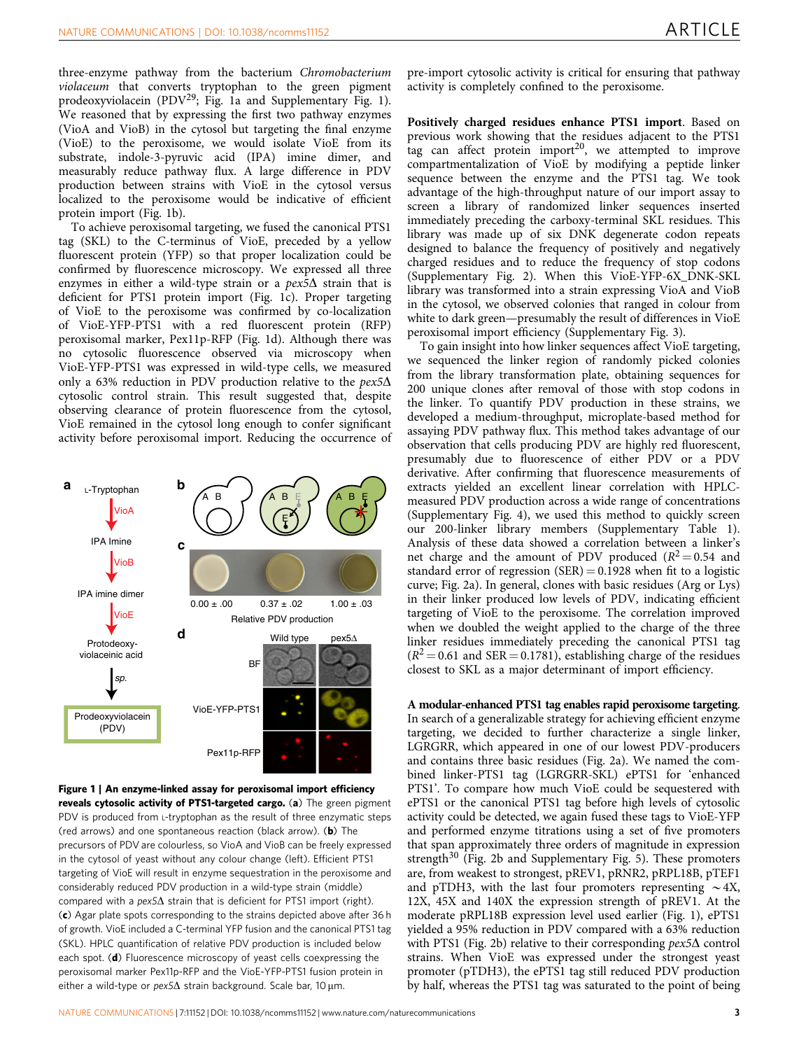three-enzyme pathway from the bacterium *Chromobacterium violaceum* that converts tryptophan to the green pigment prodeoxyviolacein (PDV[29]; Fig. 1a and Supplementary Fig. 1). We reasoned that by expressing the first two pathway enzymes (VioA and VioB) in the cytosol but targeting the final enzyme (VioE) to the peroxisome, we would isolate VioE from its substrate, indole-3-pyruvic acid (IPA) imine dimer, and measurably reduce pathway flux. A large difference in PDV production between strains with VioE in the cytosol versus localized to the peroxisome would be indicative of efficient protein import (Fig. 1b).

To achieve peroxisomal targeting, we fused the canonical PTS1 tag (SKL) to the C-terminus of VioE, preceded by a yellow fluorescent protein (YFP) so that proper localization could be confirmed by fluorescence microscopy. We expressed all three enzymes in either a wild-type strain or a *pex5*Δ strain that is deficient for PTS1 protein import (Fig. 1c). Proper targeting of VioE to the peroxisome was confirmed by co-localization of VioE-YFP-PTS1 with a red fluorescent protein (RFP) peroxisomal marker, Pex11p-RFP (Fig. 1d). Although there was no cytosolic fluorescence observed via microscopy when VioE-YFP-PTS1 was expressed in wild-type cells, we measured only a 63% reduction in PDV production relative to the *pex5*Δ cytosolic control strain. This result suggested that, despite observing clearance of protein fluorescence from the cytosol, VioE remained in the cytosol long enough to confer significant activity before peroxisomal import. Reducing the occurrence of pre-import cytosolic activity is critical for ensuring that pathway activity is completely confined to the peroxisome.

**Figure 1 | An enzyme-linked assay for peroxisomal import efficiency reveals cytosolic activity of PTS1-targeted cargo.** (**a**) The green pigment PDV is produced from L-tryptophan as the result of three enzymatic steps (red arrows) and one spontaneous reaction (black arrow). (**b**) The precursors of PDV are colourless, so VioA and VioB can be freely expressed in the cytosol of yeast without any colour change (left). Efficient PTS1 targeting of VioE will result in enzyme sequestration in the peroxisome and considerably reduced PDV production in a wild-type strain (middle) compared with a *pex5*Δ strain that is deficient for PTS1 import (right). (**c**) Agar plate spots corresponding to the strains depicted above after 36 h of growth. VioE included a C-terminal YFP fusion and the canonical PTS1 tag (SKL). HPLC quantification of relative PDV production is included below each spot. (**d**) Fluorescence microscopy of yeast cells coexpressing the peroxisomal marker Pex11p-RFP and the VioE-YFP-PTS1 fusion protein in either a wild-type or *pex5*Δ strain background. Scale bar, 10 μm.

**Positively charged residues enhance PTS1 import**. Based on previous work showing that the residues adjacent to the PTS1 tag can affect protein import[20], we attempted to improve compartmentalization of VioE by modifying a peptide linker sequence between the enzyme and the PTS1 tag. We took advantage of the high-throughput nature of our import assay to screen a library of randomized linker sequences inserted immediately preceding the carboxy-terminal SKL residues. This library was made up of six DNK degenerate codon repeats designed to balance the frequency of positively and negatively charged residues and to reduce the frequency of stop codons (Supplementary Fig. 2). When this VioE-YFP-6X_DNK-SKL library was transformed into a strain expressing VioA and VioB in the cytosol, we observed colonies that ranged in colour from white to dark green—presumably the result of differences in VioE peroxisomal import efficiency (Supplementary Fig. 3).

To gain insight into how linker sequences affect VioE targeting, we sequenced the linker region of randomly picked colonies from the library transformation plate, obtaining sequences for 200 unique clones after removal of those with stop codons in the linker. To quantify PDV production in these strains, we developed a medium-throughput, microplate-based method for assaying PDV pathway flux. This method takes advantage of our observation that cells producing PDV are highly red fluorescent, presumably due to fluorescence of either PDV or a PDV derivative. After confirming that fluorescence measurements of extracts yielded an excellent linear correlation with HPLC-measured PDV production across a wide range of concentrations (Supplementary Fig. 4), we used this method to quickly screen our 200-linker library members (Supplementary Table 1). Analysis of these data showed a correlation between a linker's net charge and the amount of PDV produced ($R^2 = 0.54$ and standard error of regression (SER) = 0.1928 when fit to a logistic curve; Fig. 2a). In general, clones with basic residues (Arg or Lys) in their linker produced low levels of PDV, indicating efficient targeting of VioE to the peroxisome. The correlation improved when we doubled the weight applied to the charge of the three linker residues immediately preceding the canonical PTS1 tag ($R^2 = 0.61$ and SER = 0.1781), establishing charge of the residues closest to SKL as a major determinant of import efficiency.

**A modular-enhanced PTS1 tag enables rapid peroxisome targeting**. In search of a generalizable strategy for achieving efficient enzyme targeting, we decided to further characterize a single linker, LGRGRR, which appeared in one of our lowest PDV-producers and contains three basic residues (Fig. 2a). We named the combined linker-PTS1 tag (LGRGRR-SKL) ePTS1 for 'enhanced PTS1'. To compare how much VioE could be sequestered with ePTS1 or the canonical PTS1 tag before high levels of cytosolic activity could be detected, we again fused these tags to VioE-YFP and performed enzyme titrations using a set of five promoters that span approximately three orders of magnitude in expression strength[30] (Fig. 2b and Supplementary Fig. 5). These promoters are, from weakest to strongest, pREV1, pRNR2, pRPL18B, pTEF1 and pTDH3, with the last four promoters representing ~4X, 12X, 45X and 140X the expression strength of pREV1. At the moderate pRPL18B expression level used earlier (Fig. 1), ePTS1 yielded a 95% reduction in PDV compared with a 63% reduction with PTS1 (Fig. 2b) relative to their corresponding *pex5*Δ control strains. When VioE was expressed under the strongest yeast promoter (pTDH3), the ePTS1 tag still reduced PDV production by half, whereas the PTS1 tag was saturated to the point of being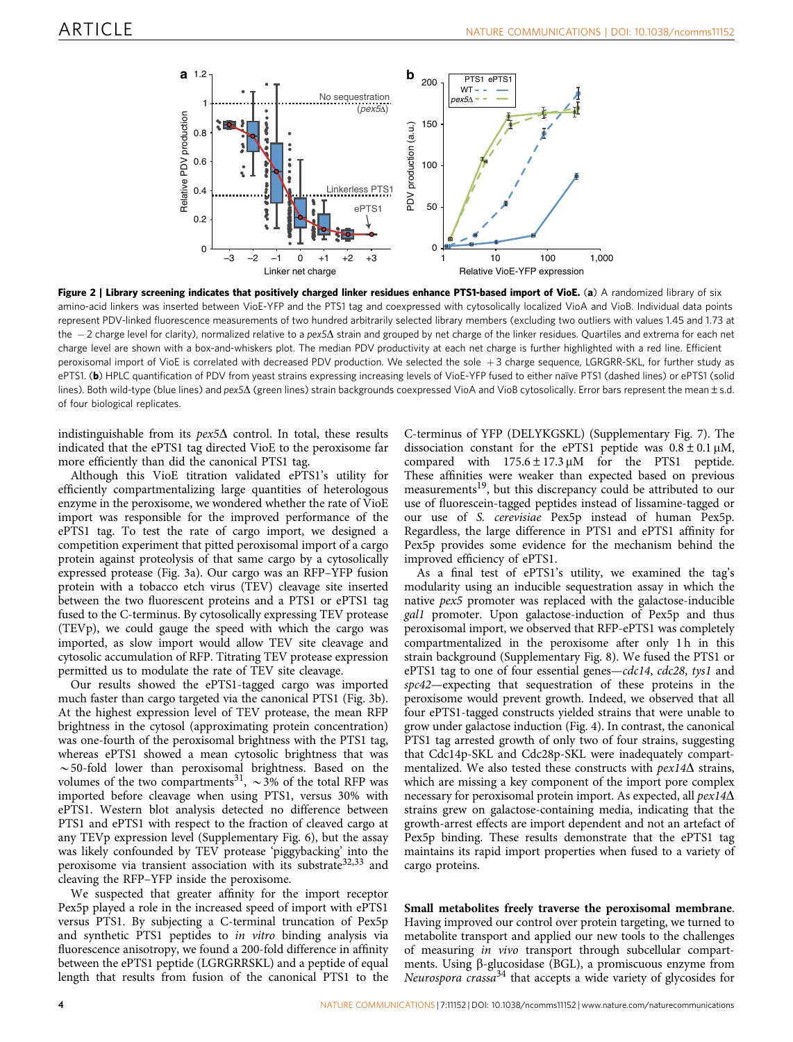**Figure 2 | Library screening indicates that positively charged linker residues enhance PTS1-based import of VioE.** (**a**) A randomized library of six amino-acid linkers was inserted between VioE-YFP and the PTS1 tag and coexpressed with cytosolically localized VioA and VioB. Individual data points represent PDV-linked fluorescence measurements of two hundred arbitrarily selected library members (excluding two outliers with values 1.45 and 1.73 at the −2 charge level for clarity), normalized relative to a *pex5*Δ strain and grouped by net charge of the linker residues. Quartiles and extrema for each net charge level are shown with a box-and-whiskers plot. The median PDV productivity at each net charge is further highlighted with a red line. Efficient peroxisomal import of VioE is correlated with decreased PDV production. We selected the sole +3 charge sequence, LGRGRR-SKL, for further study as ePTS1. (**b**) HPLC quantification of PDV from yeast strains expressing increasing levels of VioE-YFP fused to either naïve PTS1 (dashed lines) or ePTS1 (solid lines). Both wild-type (blue lines) and *pex5*Δ (green lines) strain backgrounds coexpressed VioA and VioB cytosolically. Error bars represent the mean ± s.d. of four biological replicates.

indistinguishable from its *pex5*Δ control. In total, these results indicated that the ePTS1 tag directed VioE to the peroxisome far more efficiently than did the canonical PTS1 tag.

Although this VioE titration validated ePTS1's utility for efficiently compartmentalizing large quantities of heterologous enzyme in the peroxisome, we wondered whether the rate of VioE import was responsible for the improved performance of the ePTS1 tag. To test the rate of cargo import, we designed a competition experiment that pitted peroxisomal import of a cargo protein against proteolysis of that same cargo by a cytosolically expressed protease (Fig. 3a). Our cargo was an RFP–YFP fusion protein with a tobacco etch virus (TEV) cleavage site inserted between the two fluorescent proteins and a PTS1 or ePTS1 tag fused to the C-terminus. By cytosolically expressing TEV protease (TEVp), we could gauge the speed with which the cargo was imported, as slow import would allow TEV site cleavage and cytosolic accumulation of RFP. Titrating TEV protease expression permitted us to modulate the rate of TEV site cleavage.

Our results showed the ePTS1-tagged cargo was imported much faster than cargo targeted via the canonical PTS1 (Fig. 3b). At the highest expression level of TEV protease, the mean RFP brightness in the cytosol (approximating protein concentration) was one-fourth of the peroxisomal brightness with the PTS1 tag, whereas ePTS1 showed a mean cytosolic brightness that was ~50-fold lower than peroxisomal brightness. Based on the volumes of the two compartments[31], ~3% of the total RFP was imported before cleavage when using PTS1, versus 30% with ePTS1. Western blot analysis detected no difference between PTS1 and ePTS1 with respect to the fraction of cleaved cargo at any TEVp expression level (Supplementary Fig. 6), but the assay was likely confounded by TEV protease 'piggybacking' into the peroxisome via transient association with its substrate[32,33] and cleaving the RFP–YFP inside the peroxisome.

We suspected that greater affinity for the import receptor Pex5p played a role in the increased speed of import with ePTS1 versus PTS1. By subjecting a C-terminal truncation of Pex5p and synthetic PTS1 peptides to *in vitro* binding analysis via fluorescence anisotropy, we found a 200-fold difference in affinity between the ePTS1 peptide (LGRGRRSKL) and a peptide of equal length that results from fusion of the canonical PTS1 to the C-terminus of YFP (DELYKGSKL) (Supplementary Fig. 7). The dissociation constant for the ePTS1 peptide was 0.8 ± 0.1 μM, compared with 175.6 ± 17.3 μM for the PTS1 peptide. These affinities were weaker than expected based on previous measurements[19], but this discrepancy could be attributed to our use of fluorescein-tagged peptides instead of lissamine-tagged or our use of *S. cerevisiae* Pex5p instead of human Pex5p. Regardless, the large difference in PTS1 and ePTS1 affinity for Pex5p provides some evidence for the mechanism behind the improved efficiency of ePTS1.

As a final test of ePTS1's utility, we examined the tag's modularity using an inducible sequestration assay in which the native *pex5* promoter was replaced with the galactose-inducible *gal1* promoter. Upon galactose-induction of Pex5p and thus peroxisomal import, we observed that RFP-ePTS1 was completely compartmentalized in the peroxisome after only 1 h in this strain background (Supplementary Fig. 8). We fused the PTS1 or ePTS1 tag to one of four essential genes—*cdc14*, *cdc28*, *tys1* and *spc42*—expecting that sequestration of these proteins in the peroxisome would prevent growth. Indeed, we observed that all four ePTS1-tagged constructs yielded strains that were unable to grow under galactose induction (Fig. 4). In contrast, the canonical PTS1 tag arrested growth of only two of four strains, suggesting that Cdc14p-SKL and Cdc28p-SKL were inadequately compartmentalized. We also tested these constructs with *pex14*Δ strains, which are missing a key component of the import pore complex necessary for peroxisomal protein import. As expected, all *pex14*Δ strains grew on galactose-containing media, indicating that the growth-arrest effects are import dependent and not an artefact of Pex5p binding. These results demonstrate that the ePTS1 tag maintains its rapid import properties when fused to a variety of cargo proteins.

**Small metabolites freely traverse the peroxisomal membrane.** Having improved our control over protein targeting, we turned to metabolite transport and applied our new tools to the challenges of measuring *in vivo* transport through subcellular compartments. Using β-glucosidase (BGL), a promiscuous enzyme from *Neurospora crassa*[34] that accepts a wide variety of glycosides for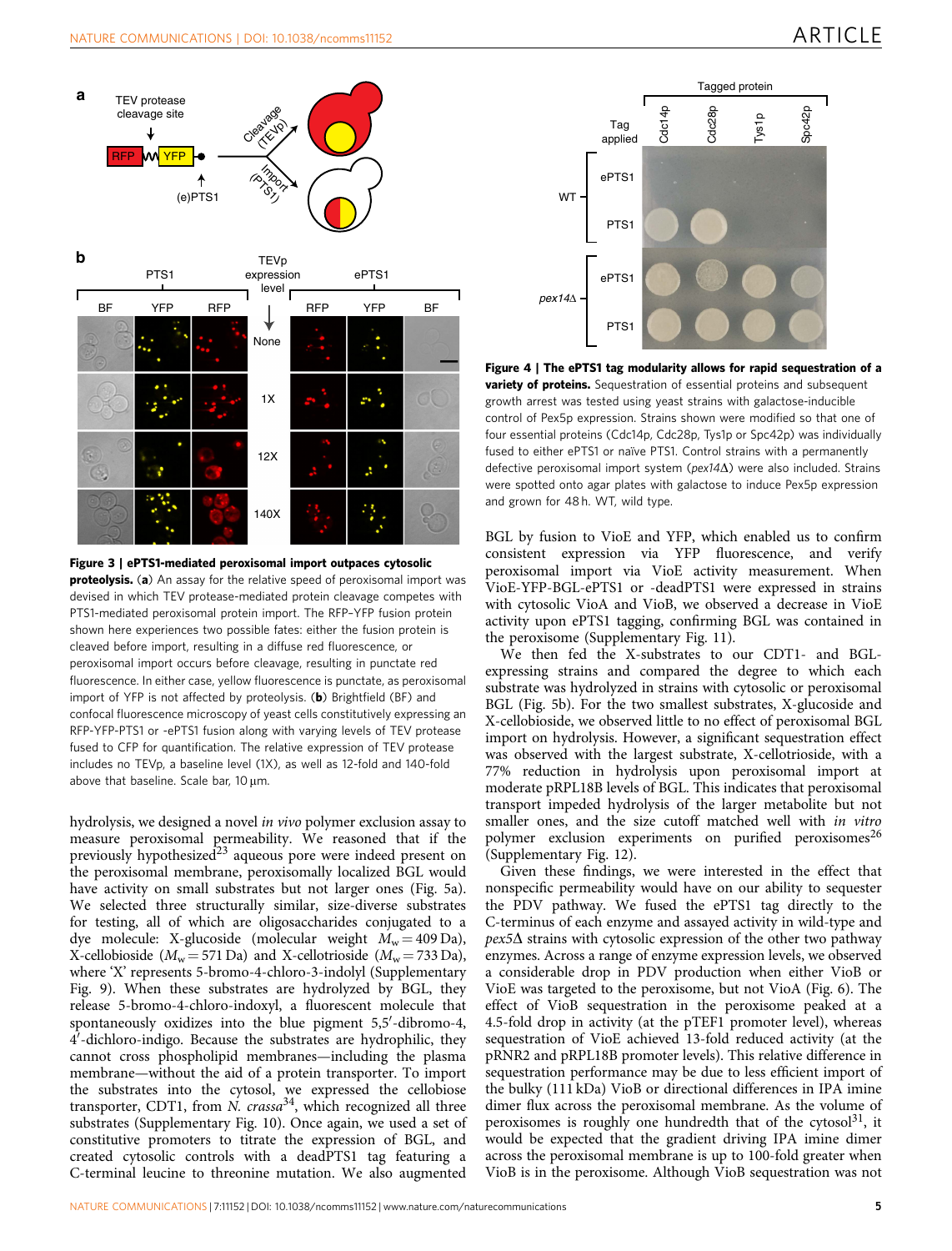Figure 3 | ePTS1-mediated peroxisomal import outpaces cytosolic proteolysis. (a) An assay for the relative speed of peroxisomal import was devised in which TEV protease-mediated protein cleavage competes with PTS1-mediated peroxisomal protein import. The RFP-YFP fusion protein shown here experiences two possible fates: either the fusion protein is cleaved before import, resulting in a diffuse red fluorescence, or peroxisomal import occurs before cleavage, resulting in punctate red fluorescence. In either case, yellow fluorescence is punctate, as peroxisomal import of YFP is not affected by proteolysis. (b) Brightfield (BF) and confocal fluorescence microscopy of yeast cells constitutively expressing an RFP-YFP-PTS1 or -ePTS1 fusion along with varying levels of TEV protease fused to CFP for quantification. The relative expression of TEV protease includes no TEVp, a baseline level (1X), as well as 12-fold and 140-fold above that baseline. Scale bar, 10 μm.

Figure 4 | The ePTS1 tag modularity allows for rapid sequestration of a variety of proteins. Sequestration of essential proteins and subsequent growth arrest was tested using yeast strains with galactose-inducible control of Pex5p expression. Strains shown were modified so that one of four essential proteins (Cdc14p, Cdc28p, Tys1p or Spc42p) was individually fused to either ePTS1 or naïve PTS1. Control strains with a permanently defective peroxisomal import system (*pex14Δ*) were also included. Strains were spotted onto agar plates with galactose to induce Pex5p expression and grown for 48 h. WT, wild type.

hydrolysis, we designed a novel *in vivo* polymer exclusion assay to measure peroxisomal permeability. We reasoned that if the previously hypothesized[23] aqueous pore were indeed present on the peroxisomal membrane, peroxisomally localized BGL would have activity on small substrates but not larger ones (Fig. 5a). We selected three structurally similar, size-diverse substrates for testing, all of which are oligosaccharides conjugated to a dye molecule: X-glucoside (molecular weight $M_w = 409$ Da), X-cellobioside ($M_w = 571$ Da) and X-cellotrioside ($M_w = 733$ Da), where 'X' represents 5-bromo-4-chloro-3-indolyl (Supplementary Fig. 9). When these substrates are hydrolyzed by BGL, they release 5-bromo-4-chloro-indoxyl, a fluorescent molecule that spontaneously oxidizes into the blue pigment 5,5′-dibromo-4,4′-dichloro-indigo. Because the substrates are hydrophilic, they cannot cross phospholipid membranes—including the plasma membrane—without the aid of a protein transporter. To import the substrates into the cytosol, we expressed the cellobiose transporter, CDT1, from *N. crassa*[34], which recognized all three substrates (Supplementary Fig. 10). Once again, we used a set of constitutive promoters to titrate the expression of BGL, and created cytosolic controls with a deadPTS1 tag featuring a C-terminal leucine to threonine mutation. We also augmented BGL by fusion to VioE and YFP, which enabled us to confirm consistent expression via YFP fluorescence, and verify peroxisomal import via VioE activity measurement. When VioE-YFP-BGL-ePTS1 or -deadPTS1 were expressed in strains with cytosolic VioA and VioB, we observed a decrease in VioE activity upon ePTS1 tagging, confirming BGL was contained in the peroxisome (Supplementary Fig. 11).

We then fed the X-substrates to our CDT1- and BGL-expressing strains and compared the degree to which each substrate was hydrolyzed in strains with cytosolic or peroxisomal BGL (Fig. 5b). For the two smallest substrates, X-glucoside and X-cellobioside, we observed little to no effect of peroxisomal BGL import on hydrolysis. However, a significant sequestration effect was observed with the largest substrate, X-cellotrioside, with a 77% reduction in hydrolysis upon peroxisomal import at moderate pRPL18B levels of BGL. This indicates that peroxisomal transport impeded hydrolysis of the larger metabolite but not smaller ones, and the size cutoff matched well with *in vitro* polymer exclusion experiments on purified peroxisomes[26] (Supplementary Fig. 12).

Given these findings, we were interested in the effect that nonspecific permeability would have on our ability to sequester the PDV pathway. We fused the ePTS1 tag directly to the C-terminus of each enzyme and assayed activity in wild-type and *pex5Δ* strains with cytosolic expression of the other two pathway enzymes. Across a range of enzyme expression levels, we observed a considerable drop in PDV production when either VioB or VioE was targeted to the peroxisome, but not VioA (Fig. 6). The effect of VioB sequestration in the peroxisome peaked at a 4.5-fold drop in activity (at the pTEF1 promoter level), whereas sequestration of VioE achieved 13-fold reduced activity (at the pRNR2 and pRPL18B promoter levels). This relative difference in sequestration performance may be due to less efficient import of the bulky (111 kDa) VioB or directional differences in IPA imine dimer flux across the peroxisomal membrane. As the volume of peroxisomes is roughly one hundredth that of the cytosol[31], it would be expected that the gradient driving IPA imine dimer across the peroxisomal membrane is up to 100-fold greater when VioB is in the peroxisome. Although VioB sequestration was not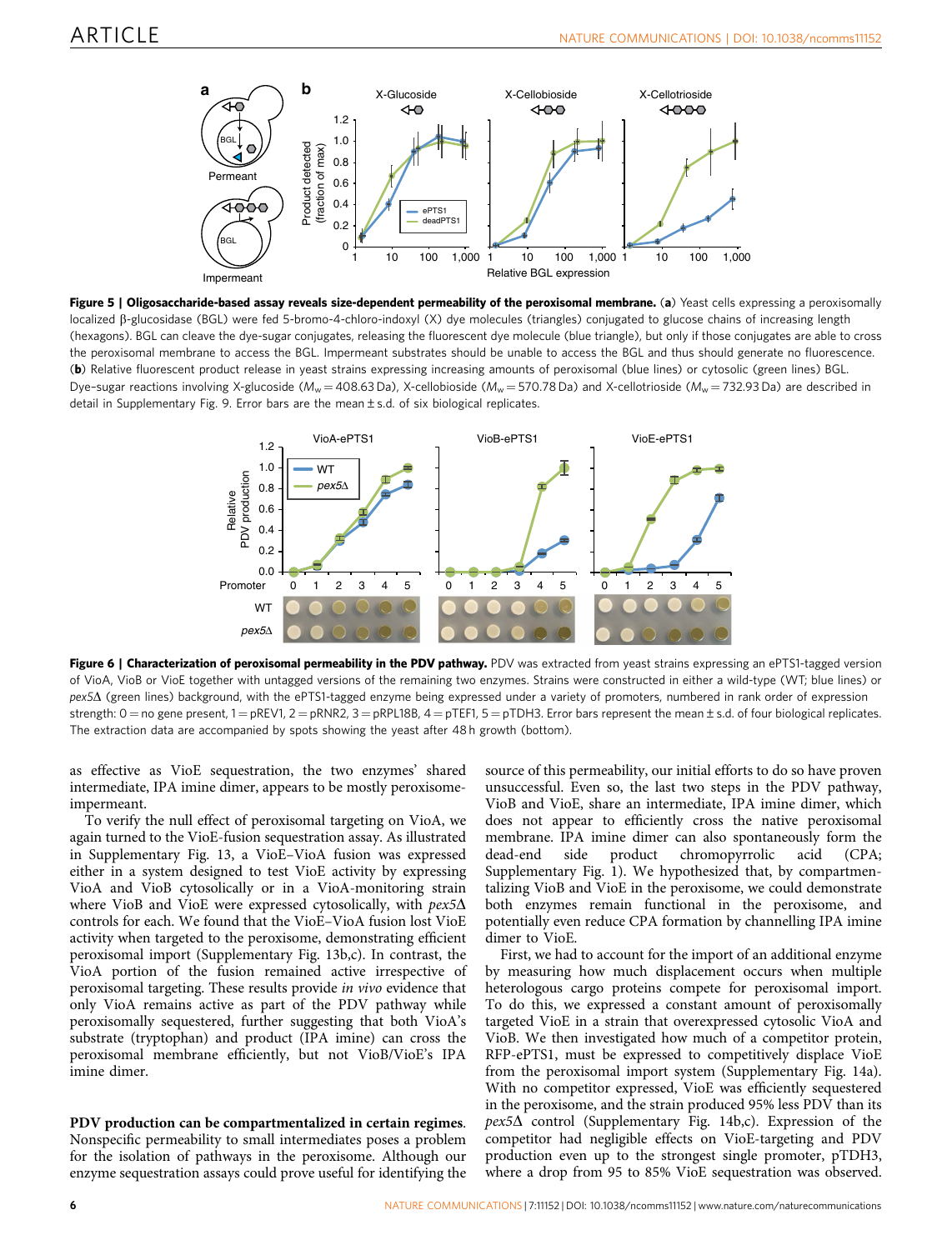**Figure 5 | Oligosaccharide-based assay reveals size-dependent permeability of the peroxisomal membrane.** (**a**) Yeast cells expressing a peroxisomally localized β-glucosidase (BGL) were fed 5-bromo-4-chloro-indoxyl (X) dye molecules (triangles) conjugated to glucose chains of increasing length (hexagons). BGL can cleave the dye-sugar conjugates, releasing the fluorescent dye molecule (blue triangle), but only if those conjugates are able to cross the peroxisomal membrane to access the BGL. Impermeant substrates should be unable to access the BGL and thus should generate no fluorescence. (**b**) Relative fluorescent product release in yeast strains expressing increasing amounts of peroxisomal (blue lines) or cytosolic (green lines) BGL. Dye–sugar reactions involving X-glucoside ($M_w$ = 408.63 Da), X-cellobioside ($M_w$ = 570.78 Da) and X-cellotrioside ($M_w$ = 732.93 Da) are described in detail in Supplementary Fig. 9. Error bars are the mean ± s.d. of six biological replicates.

**Figure 6 | Characterization of peroxisomal permeability in the PDV pathway.** PDV was extracted from yeast strains expressing an ePTS1-tagged version of VioA, VioB or VioE together with untagged versions of the remaining two enzymes. Strains were constructed in either a wild-type (WT; blue lines) or *pex5*Δ (green lines) background, with the ePTS1-tagged enzyme being expressed under a variety of promoters, numbered in rank order of expression strength: 0 = no gene present, 1 = pREV1, 2 = pRNR2, 3 = pRPL18B, 4 = pTEF1, 5 = pTDH3. Error bars represent the mean ± s.d. of four biological replicates. The extraction data are accompanied by spots showing the yeast after 48 h growth (bottom).

as effective as VioE sequestration, the two enzymes' shared intermediate, IPA imine dimer, appears to be mostly peroxisome-impermeant.

To verify the null effect of peroxisomal targeting on VioA, we again turned to the VioE-fusion sequestration assay. As illustrated in Supplementary Fig. 13, a VioE–VioA fusion was expressed either in a system designed to test VioE activity by expressing VioA and VioB cytosolically or in a VioA-monitoring strain where VioB and VioE were expressed cytosolically, with *pex5*Δ controls for each. We found that the VioE–VioA fusion lost VioE activity when targeted to the peroxisome, demonstrating efficient peroxisomal import (Supplementary Fig. 13b,c). In contrast, the VioA portion of the fusion remained active irrespective of peroxisomal targeting. These results provide *in vivo* evidence that only VioA remains active as part of the PDV pathway while peroxisomally sequestered, further suggesting that both VioA's substrate (tryptophan) and product (IPA imine) can cross the peroxisomal membrane efficiently, but not VioB/VioE's IPA imine dimer.

**PDV production can be compartmentalized in certain regimes.** Nonspecific permeability to small intermediates poses a problem for the isolation of pathways in the peroxisome. Although our enzyme sequestration assays could prove useful for identifying the source of this permeability, our initial efforts to do so have proven unsuccessful. Even so, the last two steps in the PDV pathway, VioB and VioE, share an intermediate, IPA imine dimer, which does not appear to efficiently cross the native peroxisomal membrane. IPA imine dimer can also spontaneously form the dead-end side product chromopyrrolic acid (CPA; Supplementary Fig. 1). We hypothesized that, by compartmentalizing VioB and VioE in the peroxisome, we could demonstrate both enzymes remain functional in the peroxisome, and potentially even reduce CPA formation by channelling IPA imine dimer to VioE.

First, we had to account for the import of an additional enzyme by measuring how much displacement occurs when multiple heterologous cargo proteins compete for peroxisomal import. To do this, we expressed a constant amount of peroxisomally targeted VioE in a strain that overexpressed cytosolic VioA and VioB. We then investigated how much of a competitor protein, RFP-ePTS1, must be expressed to competitively displace VioE from the peroxisomal import system (Supplementary Fig. 14a). With no competitor expressed, VioE was efficiently sequestered in the peroxisome, and the strain produced 95% less PDV than its *pex5*Δ control (Supplementary Fig. 14b,c). Expression of the competitor had negligible effects on VioE-targeting and PDV production even up to the strongest single promoter, pTDH3, where a drop from 95 to 85% VioE sequestration was observed.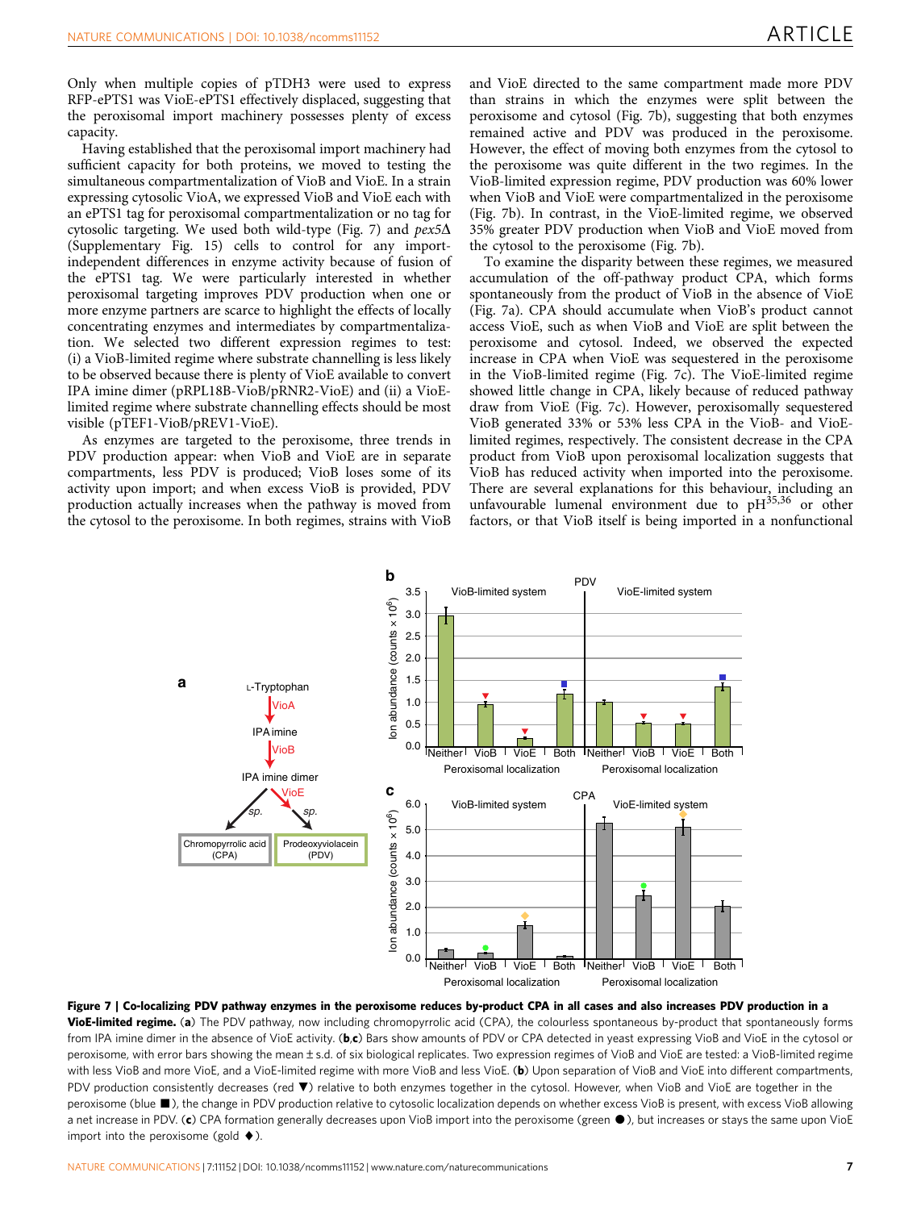Only when multiple copies of pTDH3 were used to express RFP-ePTS1 was VioE-ePTS1 effectively displaced, suggesting that the peroxisomal import machinery possesses plenty of excess capacity.

Having established that the peroxisomal import machinery had sufficient capacity for both proteins, we moved to testing the simultaneous compartmentalization of VioB and VioE. In a strain expressing cytosolic VioA, we expressed VioB and VioE each with an ePTS1 tag for peroxisomal compartmentalization or no tag for cytosolic targeting. We used both wild-type (Fig. 7) and *pex5*Δ (Supplementary Fig. 15) cells to control for any import-independent differences in enzyme activity because of fusion of the ePTS1 tag. We were particularly interested in whether peroxisomal targeting improves PDV production when one or more enzyme partners are scarce to highlight the effects of locally concentrating enzymes and intermediates by compartmentalization. We selected two different expression regimes to test: (i) a VioB-limited regime where substrate channelling is less likely to be observed because there is plenty of VioE available to convert IPA imine dimer (pRPL18B-VioB/pRNR2-VioE) and (ii) a VioE-limited regime where substrate channelling effects should be most visible (pTEF1-VioB/pREV1-VioE).

As enzymes are targeted to the peroxisome, three trends in PDV production appear: when VioB and VioE are in separate compartments, less PDV is produced; VioB loses some of its activity upon import; and when excess VioB is provided, PDV production actually increases when the pathway is moved from the cytosol to the peroxisome. In both regimes, strains with VioB and VioE directed to the same compartment made more PDV than strains in which the enzymes were split between the peroxisome and cytosol (Fig. 7b), suggesting that both enzymes remained active and PDV was produced in the peroxisome. However, the effect of moving both enzymes from the cytosol to the peroxisome was quite different in the two regimes. In the VioB-limited expression regime, PDV production was 60% lower when VioB and VioE were compartmentalized in the peroxisome (Fig. 7b). In contrast, in the VioE-limited regime, we observed 35% greater PDV production when VioB and VioE moved from the cytosol to the peroxisome (Fig. 7b).

To examine the disparity between these regimes, we measured accumulation of the off-pathway product CPA, which forms spontaneously from the product of VioB in the absence of VioE (Fig. 7a). CPA should accumulate when VioB's product cannot access VioE, such as when VioB and VioE are split between the peroxisome and cytosol. Indeed, we observed the expected increase in CPA when VioE was sequestered in the peroxisome in the VioB-limited regime (Fig. 7c). The VioE-limited regime showed little change in CPA, likely because of reduced pathway draw from VioE (Fig. 7c). However, peroxisomally sequestered VioB generated 33% or 53% less CPA in the VioB- and VioE-limited regimes, respectively. The consistent decrease in the CPA product from VioB upon peroxisomal localization suggests that VioB has reduced activity when imported into the peroxisome. There are several explanations for this behaviour, including an unfavourable lumenal environment due to pH[35,36] or other factors, or that VioB itself is being imported in a nonfunctional

**Figure 7 | Co-localizing PDV pathway enzymes in the peroxisome reduces by-product CPA in all cases and also increases PDV production in a VioE-limited regime.** (**a**) The PDV pathway, now including chromopyrrolic acid (CPA), the colourless spontaneous by-product that spontaneously forms from IPA imine dimer in the absence of VioE activity. (**b**,**c**) Bars show amounts of PDV or CPA detected in yeast expressing VioB and VioE in the cytosol or peroxisome, with error bars showing the mean ± s.d. of six biological replicates. Two expression regimes of VioB and VioE are tested: a VioB-limited regime with less VioB and more VioE, and a VioE-limited regime with more VioB and less VioE. (**b**) Upon separation of VioB and VioE into different compartments, PDV production consistently decreases (red ▼) relative to both enzymes together in the cytosol. However, when VioB and VioE are together in the peroxisome (blue ■), the change in PDV production relative to cytosolic localization depends on whether excess VioB is present, with excess VioB allowing a net increase in PDV. (**c**) CPA formation generally decreases upon VioB import into the peroxisome (green ●), but increases or stays the same upon VioE import into the peroxisome (gold ♦).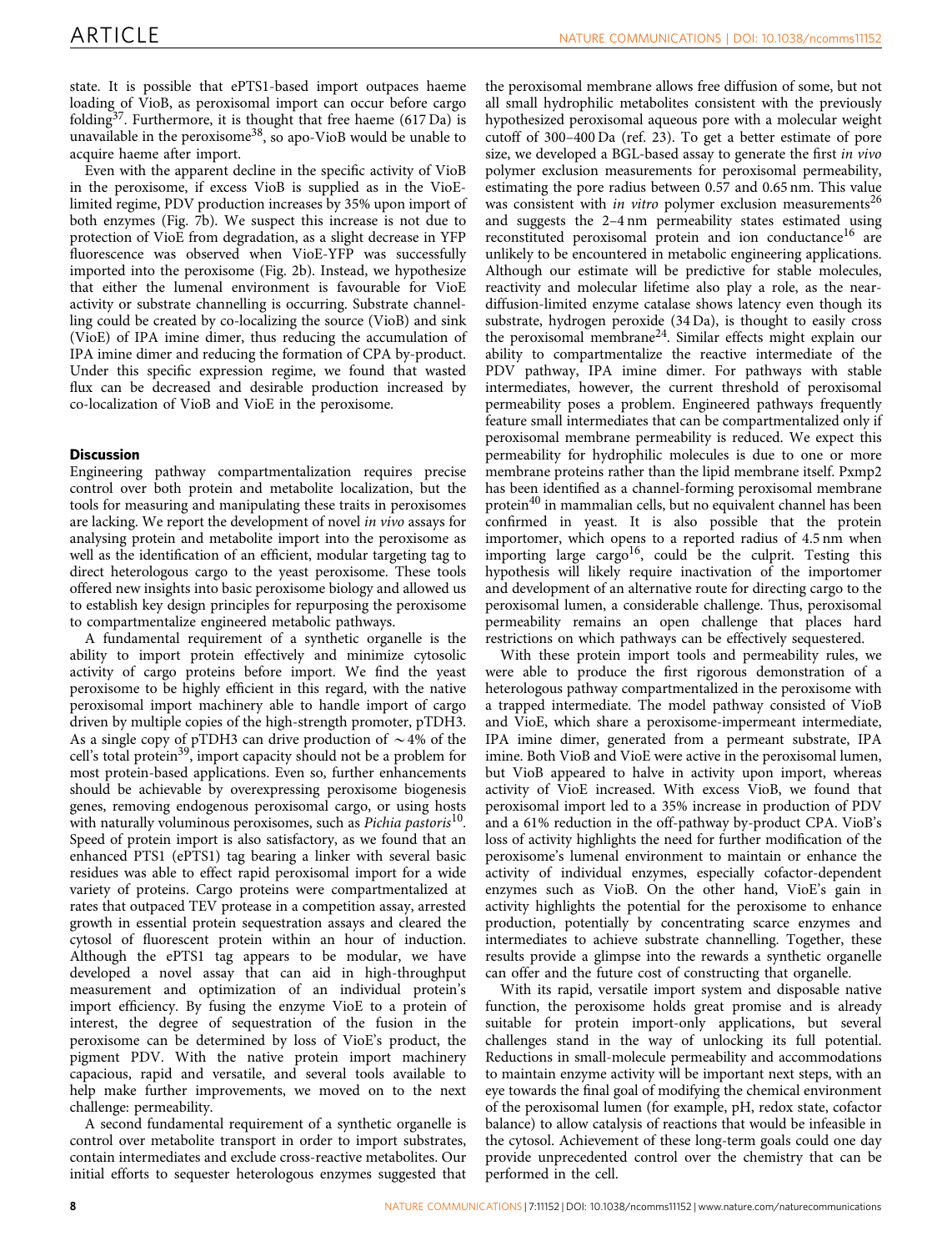state. It is possible that ePTS1-based import outpaces haeme loading of VioB, as peroxisomal import can occur before cargo folding[37]. Furthermore, it is thought that free haeme (617 Da) is unavailable in the peroxisome[38], so apo-VioB would be unable to acquire haeme after import.

Even with the apparent decline in the specific activity of VioB in the peroxisome, if excess VioB is supplied as in the VioE-limited regime, PDV production increases by 35% upon import of both enzymes (Fig. 7b). We suspect this increase is not due to protection of VioE from degradation, as a slight decrease in YFP fluorescence was observed when VioE-YFP was successfully imported into the peroxisome (Fig. 2b). Instead, we hypothesize that either the lumenal environment is favourable for VioE activity or substrate channelling is occurring. Substrate channelling could be created by co-localizing the source (VioB) and sink (VioE) of IPA imine dimer, thus reducing the accumulation of IPA imine dimer and reducing the formation of CPA by-product. Under this specific expression regime, we found that wasted flux can be decreased and desirable production increased by co-localization of VioB and VioE in the peroxisome.

## Discussion

Engineering pathway compartmentalization requires precise control over both protein and metabolite localization, but the tools for measuring and manipulating these traits in peroxisomes are lacking. We report the development of novel *in vivo* assays for analysing protein and metabolite import into the peroxisome as well as the identification of an efficient, modular targeting tag to direct heterologous cargo to the yeast peroxisome. These tools offered new insights into basic peroxisome biology and allowed us to establish key design principles for repurposing the peroxisome to compartmentalize engineered metabolic pathways.

A fundamental requirement of a synthetic organelle is the ability to import protein effectively and minimize cytosolic activity of cargo proteins before import. We find the yeast peroxisome to be highly efficient in this regard, with the native peroxisomal import machinery able to handle import of cargo driven by multiple copies of the high-strength promoter, pTDH3. As a single copy of pTDH3 can drive production of ~4% of the cell's total protein[39], import capacity should not be a problem for most protein-based applications. Even so, further enhancements should be achievable by overexpressing peroxisome biogenesis genes, removing endogenous peroxisomal cargo, or using hosts with naturally voluminous peroxisomes, such as *Pichia pastoris*[10]. Speed of protein import is also satisfactory, as we found that an enhanced PTS1 (ePTS1) tag bearing a linker with several basic residues was able to effect rapid peroxisomal import for a wide variety of proteins. Cargo proteins were compartmentalized at rates that outpaced TEV protease in a competition assay, arrested growth in essential protein sequestration assays and cleared the cytosol of fluorescent protein within an hour of induction. Although the ePTS1 tag appears to be modular, we have developed a novel assay that can aid in high-throughput measurement and optimization of an individual protein's import efficiency. By fusing the enzyme VioE to a protein of interest, the degree of sequestration of the fusion in the peroxisome can be determined by loss of VioE's product, the pigment PDV. With the native protein import machinery capacious, rapid and versatile, and several tools available to help make further improvements, we moved on to the next challenge: permeability.

A second fundamental requirement of a synthetic organelle is control over metabolite transport in order to import substrates, contain intermediates and exclude cross-reactive metabolites. Our initial efforts to sequester heterologous enzymes suggested that the peroxisomal membrane allows free diffusion of some, but not all small hydrophilic metabolites consistent with the previously hypothesized peroxisomal aqueous pore with a molecular weight cutoff of 300–400 Da (ref. 23). To get a better estimate of pore size, we developed a BGL-based assay to generate the first *in vivo* polymer exclusion measurements for peroxisomal permeability, estimating the pore radius between 0.57 and 0.65 nm. This value was consistent with *in vitro* polymer exclusion measurements[26] and suggests the 2–4 nm permeability states estimated using reconstituted peroxisomal protein and ion conductance[16] are unlikely to be encountered in metabolic engineering applications. Although our estimate will be predictive for stable molecules, reactivity and molecular lifetime also play a role, as the near-diffusion-limited enzyme catalase shows latency even though its substrate, hydrogen peroxide (34 Da), is thought to easily cross the peroxisomal membrane[24]. Similar effects might explain our ability to compartmentalize the reactive intermediate of the PDV pathway, IPA imine dimer. For pathways with stable intermediates, however, the current threshold of peroxisomal permeability poses a problem. Engineered pathways frequently feature small intermediates that can be compartmentalized only if peroxisomal membrane permeability is reduced. We expect this permeability for hydrophilic molecules is due to one or more membrane proteins rather than the lipid membrane itself. Pxmp2 has been identified as a channel-forming peroxisomal membrane protein[40] in mammalian cells, but no equivalent channel has been confirmed in yeast. It is also possible that the protein importomer, which opens to a reported radius of 4.5 nm when importing large cargo[16], could be the culprit. Testing this hypothesis will likely require inactivation of the importomer and development of an alternative route for directing cargo to the peroxisomal lumen, a considerable challenge. Thus, peroxisomal permeability remains an open challenge that places hard restrictions on which pathways can be effectively sequestered.

With these protein import tools and permeability rules, we were able to produce the first rigorous demonstration of a heterologous pathway compartmentalized in the peroxisome with a trapped intermediate. The model pathway consisted of VioB and VioE, which share a peroxisome-impermeant intermediate, IPA imine dimer, generated from a permeant substrate, IPA imine. Both VioB and VioE were active in the peroxisomal lumen, but VioB appeared to halve in activity upon import, whereas activity of VioE increased. With excess VioB, we found that peroxisomal import led to a 35% increase in production of PDV and a 61% reduction in the off-pathway by-product CPA. VioB's loss of activity highlights the need for further modification of the peroxisome's lumenal environment to maintain or enhance the activity of individual enzymes, especially cofactor-dependent enzymes such as VioB. On the other hand, VioE's gain in activity highlights the potential for the peroxisome to enhance production, potentially by concentrating scarce enzymes and intermediates to achieve substrate channelling. Together, these results provide a glimpse into the rewards a synthetic organelle can offer and the future cost of constructing that organelle.

With its rapid, versatile import system and disposable native function, the peroxisome holds great promise and is already suitable for protein import-only applications, but several challenges stand in the way of unlocking its full potential. Reductions in small-molecule permeability and accommodations to maintain enzyme activity will be important next steps, with an eye towards the final goal of modifying the chemical environment of the peroxisomal lumen (for example, pH, redox state, cofactor balance) to allow catalysis of reactions that would be infeasible in the cytosol. Achievement of these long-term goals could one day provide unprecedented control over the chemistry that can be performed in the cell.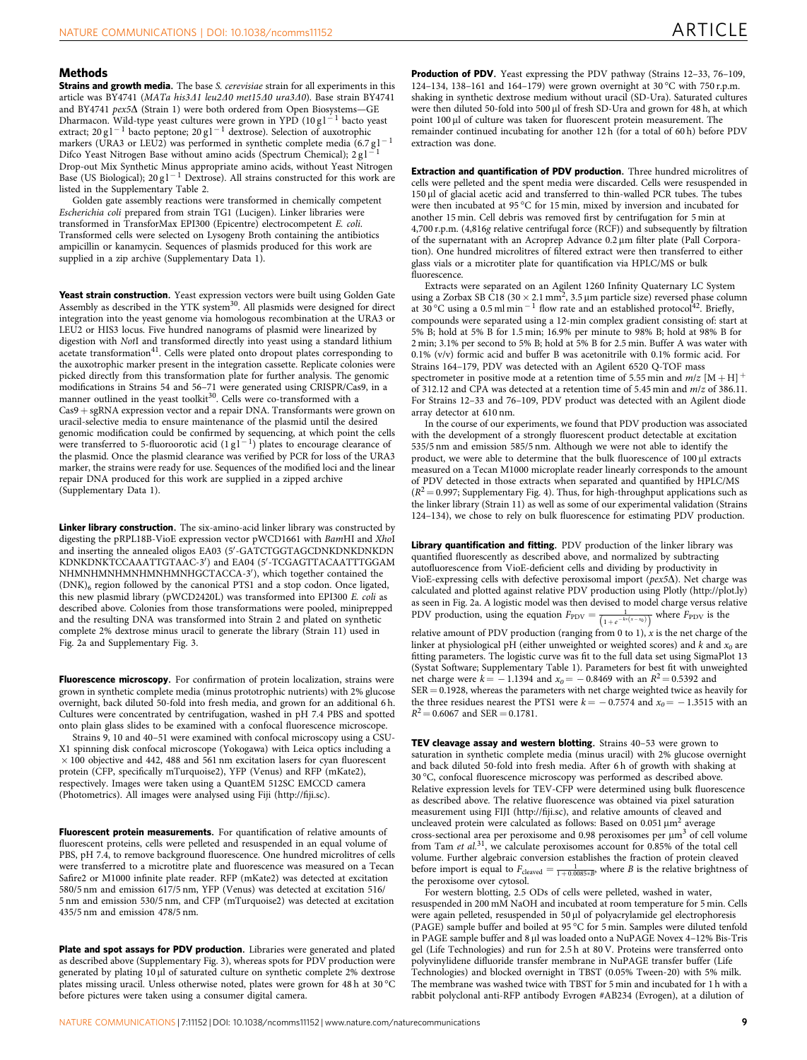## Methods

**Strains and growth media.** The base *S. cerevisiae* strain for all experiments in this article was BY4741 (*MATa his3Δ1 leu2Δ0 met15Δ0 ura3Δ0*). Base strain BY4741 and BY4741 *pex5*Δ (Strain 1) were both ordered from Open Biosystems—GE Dharmacon. Wild-type yeast cultures were grown in YPD ($10\,\mathrm{g\,l^{-1}}$ bacto yeast extract; $20\,\mathrm{g\,l^{-1}}$ bacto peptone; $20\,\mathrm{g\,l^{-1}}$ dextrose). Selection of auxotrophic markers (URA3 or LEU2) was performed in synthetic complete media ($6.7\,\mathrm{g\,l^{-1}}$ Difco Yeast Nitrogen Base without amino acids (Spectrum Chemical); $2\,\mathrm{g\,l^{-1}}$ Drop-out Mix Synthetic Minus appropriate amino acids, without Yeast Nitrogen Base (US Biological); $20\,\mathrm{g\,l^{-1}}$ Dextrose). All strains constructed for this work are listed in the Supplementary Table 2.

Golden gate assembly reactions were transformed in chemically competent *Escherichia coli* prepared from strain TG1 (Lucigen). Linker libraries were transformed in TransforMax EPI300 (Epicentre) electrocompetent *E. coli*. Transformed cells were selected on Lysogeny Broth containing the antibiotics ampicillin or kanamycin. Sequences of plasmids produced for this work are supplied in a zip archive (Supplementary Data 1).

**Yeast strain construction.** Yeast expression vectors were built using Golden Gate Assembly as described in the YTK system[30]. All plasmids were designed for direct integration into the yeast genome via homologous recombination at the URA3 or LEU2 or HIS3 locus. Five hundred nanograms of plasmid were linearized by digestion with *Not*I and transformed directly into yeast using a standard lithium acetate transformation[41]. Cells were plated onto dropout plates corresponding to the auxotrophic marker present in the integration cassette. Replicate colonies were picked directly from this transformation plate for further analysis. The genomic modifications in Strains 54 and 56–71 were generated using CRISPR/Cas9, in a manner outlined in the yeast toolkit[30]. Cells were co-transformed with a Cas9 + sgRNA expression vector and a repair DNA. Transformants were grown on uracil-selective media to ensure maintenance of the plasmid until the desired genomic modification could be confirmed by sequencing, at which point the cells were transferred to 5-fluoroorotic acid ($1\,\mathrm{g\,l^{-1}}$) plates to encourage clearance of the plasmid. Once the plasmid clearance was verified by PCR for loss of the URA3 marker, the strains were ready for use. Sequences of the modified loci and the linear repair DNA produced for this work are supplied in a zipped archive (Supplementary Data 1).

**Linker library construction.** The six-amino-acid linker library was constructed by digesting the pRPL18B-VioE expression vector pWCD1661 with *Bam*HI and *Xho*I and inserting the annealed oligos EA03 (5′-GATCTGGTAGCDNKDNKDNKDNKDNKDNKTCCAAATTGTAAC-3′) and EA04 (5′-TCGAGTTACAATTTGGAMNHMNHMNHMNHMNHMNHGCTACCA-3′), which together contained the $(\mathrm{DNK})_6$ region followed by the canonical PTS1 and a stop codon. Once ligated, this new plasmid library (pWCD2420L) was transformed into EPI300 *E. coli* as described above. Colonies from those transformations were pooled, miniprepped and the resulting DNA was transformed into Strain 2 and plated on synthetic complete 2% dextrose minus uracil to generate the library (Strain 11) used in Fig. 2a and Supplementary Fig. 3.

**Fluorescence microscopy.** For confirmation of protein localization, strains were grown in synthetic complete media (minus prototrophic nutrients) with 2% glucose overnight, back diluted 50-fold into fresh media, and grown for an additional 6 h. Cultures were concentrated by centrifugation, washed in pH 7.4 PBS and spotted onto plain glass slides to be examined with a confocal fluorescence microscope.

Strains 9, 10 and 40–51 were examined with confocal microscopy using a CSU-X1 spinning disk confocal microscope (Yokogawa) with Leica optics including a ×100 objective and 442, 488 and 561 nm excitation lasers for cyan fluorescent protein (CFP, specifically mTurquoise2), YFP (Venus) and RFP (mKate2), respectively. Images were taken using a QuantEM 512SC EMCCD camera (Photometrics). All images were analysed using Fiji (http://fiji.sc).

**Fluorescent protein measurements.** For quantification of relative amounts of fluorescent proteins, cells were pelleted and resuspended in an equal volume of PBS, pH 7.4, to remove background fluorescence. One hundred microlitres of cells were transferred to a microtitre plate and fluorescence was measured on a Tecan Safire2 or M1000 infinite plate reader. RFP (mKate2) was detected at excitation 580/5 nm and emission 617/5 nm, YFP (Venus) was detected at excitation 516/5 nm and emission 530/5 nm, and CFP (mTurquoise2) was detected at excitation 435/5 nm and emission 478/5 nm.

**Plate and spot assays for PDV production.** Libraries were generated and plated as described above (Supplementary Fig. 3), whereas spots for PDV production were generated by plating 10 µl of saturated culture on synthetic complete 2% dextrose plates missing uracil. Unless otherwise noted, plates were grown for 48 h at 30 °C before pictures were taken using a consumer digital camera.

**Production of PDV.** Yeast expressing the PDV pathway (Strains 12–33, 76–109, 124–134, 138–161 and 164–179) were grown overnight at 30 °C with 750 r.p.m. shaking in synthetic dextrose medium without uracil (SD-Ura). Saturated cultures were then diluted 50-fold into 500 µl of fresh SD-Ura and grown for 48 h, at which point 100 µl of culture was taken for fluorescent protein measurement. The remainder continued incubating for another 12 h (for a total of 60 h) before PDV extraction was done.

**Extraction and quantification of PDV production.** Three hundred microlitres of cells were pelleted and the spent media were discarded. Cells were resuspended in 150 µl of glacial acetic acid and transferred to thin-walled PCR tubes. The tubes were then incubated at 95 °C for 15 min, mixed by inversion and incubated for another 15 min. Cell debris was removed first by centrifugation for 5 min at 4,700 r.p.m. (4,816*g* relative centrifugal force (RCF)) and subsequently by filtration of the supernatant with an Acroprep Advance 0.2 µm filter plate (Pall Corporation). One hundred microlitres of filtered extract were then transferred to either glass vials or a microtiter plate for quantification via HPLC/MS or bulk fluorescence.

Extracts were separated on an Agilent 1260 Infinity Quaternary LC System using a Zorbax SB C18 ($30 \times 2.1\,\mathrm{mm}^2$, 3.5 µm particle size) reversed phase column at 30 °C using a $0.5\,\mathrm{ml\,min^{-1}}$ flow rate and an established protocol[42]. Briefly, compounds were separated using a 12-min complex gradient consisting of: start at 5% B; hold at 5% B for 1.5 min; 16.9% per minute to 98% B; hold at 98% B for 2 min; 3.1% per second to 5% B; hold at 5% B for 2.5 min. Buffer A was water with 0.1% (v/v) formic acid and buffer B was acetonitrile with 0.1% formic acid. For Strains 164–179, PDV was detected with an Agilent 6520 Q-TOF mass spectrometer in positive mode at a retention time of 5.55 min and $m/z$ $[\mathrm{M}+\mathrm{H}]^+$ of 312.12 and CPA was detected at a retention time of 5.45 min and $m/z$ of 386.11. For Strains 12–33 and 76–109, PDV product was detected with an Agilent diode array detector at 610 nm.

In the course of our experiments, we found that PDV production was associated with the development of a strongly fluorescent product detectable at excitation 535/5 nm and emission 585/5 nm. Although we were not able to identify the product, we were able to determine that the bulk fluorescence of 100 µl extracts measured on a Tecan M1000 microplate reader linearly corresponds to the amount of PDV detected in those extracts when separated and quantified by HPLC/MS ($R^2 = 0.997$; Supplementary Fig. 4). Thus, for high-throughput applications such as the linker library (Strain 11) as well as some of our experimental validation (Strains 124–134), we chose to rely on bulk fluorescence for estimating PDV production.

**Library quantification and fitting.** PDV production of the linker library was quantified fluorescently as described above, and normalized by subtracting autofluorescence from VioE-deficient cells and dividing by productivity in VioE-expressing cells with defective peroxisomal import (*pex5*Δ). Net charge was calculated and plotted against relative PDV production using Plotly (http://plot.ly) as seen in Fig. 2a. A logistic model was then devised to model charge versus relative PDV production, using the equation $F_{\mathrm{PDV}} = \frac{1}{\left(1+e^{-k*(x-x_0)}\right)}$ where $F_{\mathrm{PDV}}$ is the relative amount of PDV production (ranging from 0 to 1), $x$ is the net charge of the linker at physiological pH (either unweighted or weighted scores) and $k$ and $x_0$ are fitting parameters. The logistic curve was fit to the full data set using SigmaPlot 13 (Systat Software; Supplementary Table 1). Parameters for best fit with unweighted net charge were $k = -1.1394$ and $x_0 = -0.8469$ with an $R^2 = 0.5392$ and $\mathrm{SER} = 0.1928$, whereas the parameters with net charge weighted twice as heavily for the three residues nearest the PTS1 were $k = -0.7574$ and $x_0 = -1.3515$ with an $R^2 = 0.6067$ and $\mathrm{SER} = 0.1781$.

**TEV cleavage assay and western blotting.** Strains 40–53 were grown to saturation in synthetic complete media (minus uracil) with 2% glucose overnight and back diluted 50-fold into fresh media. After 6 h of growth with shaking at 30 °C, confocal fluorescence microscopy was performed as described above. Relative expression levels for TEV-CFP were determined using bulk fluorescence as described above. The relative fluorescence was obtained via pixel saturation measurement using FIJI (http://fiji.sc), and relative amounts of cleaved and uncleaved protein were calculated as follows: Based on $0.051\,\mu\mathrm{m}^2$ average cross-sectional area per peroxisome and 0.98 peroxisomes per $\mu\mathrm{m}^3$ of cell volume from Tam *et al.*[31], we calculate peroxisomes account for 0.85% of the total cell volume. Further algebraic conversion establishes the fraction of protein cleaved before import is equal to $F_{\mathrm{cleaved}} = \frac{1}{1+0.0085*B}$, where $B$ is the relative brightness of the peroxisome over cytosol.

For western blotting, 2.5 ODs of cells were pelleted, washed in water, resuspended in 200 mM NaOH and incubated at room temperature for 5 min. Cells were again pelleted, resuspended in 50 µl of polyacrylamide gel electrophoresis (PAGE) sample buffer and boiled at 95 °C for 5 min. Samples were diluted tenfold in PAGE sample buffer and 8 µl was loaded onto a NuPAGE Novex 4–12% Bis-Tris gel (Life Technologies) and run for 2.5 h at 80 V. Proteins were transferred onto polyvinylidene difluoride transfer membrane in NuPAGE transfer buffer (Life Technologies) and blocked overnight in TBST (0.05% Tween-20) with 5% milk. The membrane was washed twice with TBST for 5 min and incubated for 1 h with a rabbit polyclonal anti-RFP antibody Evrogen #AB234 (Evrogen), at a dilution of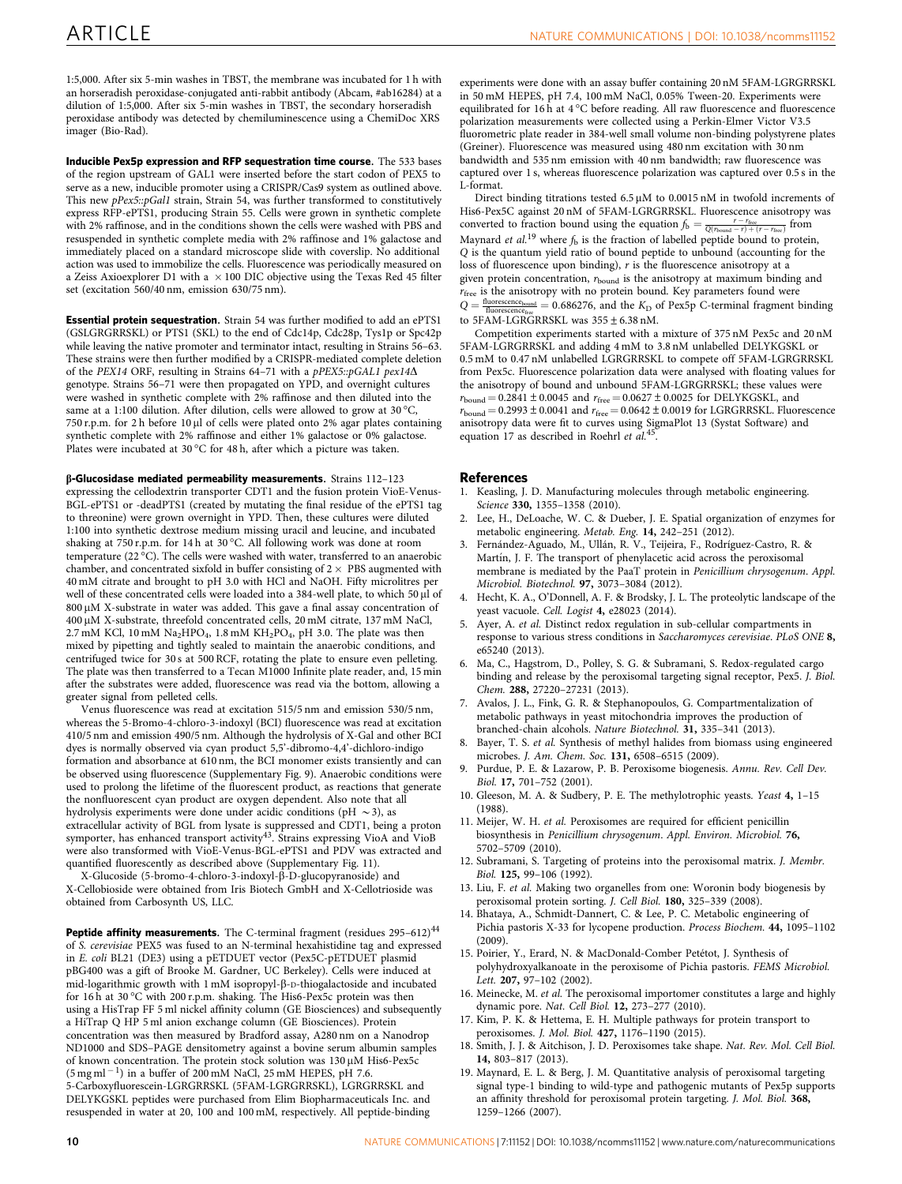1:5,000. After six 5-min washes in TBST, the membrane was incubated for 1 h with an horseradish peroxidase-conjugated anti-rabbit antibody (Abcam, #ab16284) at a dilution of 1:5,000. After six 5-min washes in TBST, the secondary horseradish peroxidase antibody was detected by chemiluminescence using a ChemiDoc XRS imager (Bio-Rad).

**Inducible Pex5p expression and RFP sequestration time course.** The 533 bases of the region upstream of GAL1 were inserted before the start codon of PEX5 to serve as a new, inducible promoter using a CRISPR/Cas9 system as outlined above. This new *pPex5::pGal1* strain, Strain 54, was further transformed to constitutively express RFP-ePTS1, producing Strain 55. Cells were grown in synthetic complete with 2% raffinose, and in the conditions shown the cells were washed with PBS and resuspended in synthetic complete media with 2% raffinose and 1% galactose and immediately placed on a standard microscope slide with coverslip. No additional action was used to immobilize the cells. Fluorescence was periodically measured on a Zeiss Axioexplorer D1 with a ×100 DIC objective using the Texas Red 45 filter set (excitation 560/40 nm, emission 630/75 nm).

**Essential protein sequestration.** Strain 54 was further modified to add an ePTS1 (GSLGRGRRSKL) or PTS1 (SKL) to the end of Cdc14p, Cdc28p, Tys1p or Spc42p while leaving the native promoter and terminator intact, resulting in Strains 56–63. These strains were then further modified by a CRISPR-mediated complete deletion of the *PEX14* ORF, resulting in Strains 64–71 with a *pPEX5::pGAL1 pex14Δ* genotype. Strains 56–71 were then propagated on YPD, and overnight cultures were washed in synthetic complete with 2% raffinose and then diluted into the same at a 1:100 dilution. After dilution, cells were allowed to grow at 30 °C, 750 r.p.m. for 2 h before 10 µl of cells were plated onto 2% agar plates containing synthetic complete with 2% raffinose and either 1% galactose or 0% galactose. Plates were incubated at 30 °C for 48 h, after which a picture was taken.

**β-Glucosidase mediated permeability measurements.** Strains 112–123 expressing the cellodextrin transporter CDT1 and the fusion protein VioE-Venus-BGL-ePTS1 or -deadPTS1 (created by mutating the final residue of the ePTS1 tag to threonine) were grown overnight in YPD. Then, these cultures were diluted 1:100 into synthetic dextrose medium missing uracil and leucine, and incubated shaking at 750 r.p.m. for 14 h at 30 °C. All following work was done at room temperature (22 °C). The cells were washed with water, transferred to an anaerobic chamber, and concentrated sixfold in buffer consisting of 2× PBS augmented with 40 mM citrate and brought to pH 3.0 with HCl and NaOH. Fifty microlitres per well of these concentrated cells were loaded into a 384-well plate, to which 50 µl of 800 µM X-substrate in water was added. This gave a final assay concentration of 400 µM X-substrate, threefold concentrated cells, 20 mM citrate, 137 mM NaCl, 2.7 mM KCl, 10 mM $Na_2HPO_4$, 1.8 mM $KH_2PO_4$, pH 3.0. The plate was then mixed by pipetting and tightly sealed to maintain the anaerobic conditions, and centrifuged twice for 30 s at 500 RCF, rotating the plate to ensure even pelleting. The plate was then transferred to a Tecan M1000 Infinite plate reader, and, 15 min after the substrates were added, fluorescence was read via the bottom, allowing a greater signal from pelleted cells.

Venus fluorescence was read at excitation 515/5 nm and emission 530/5 nm, whereas the 5-Bromo-4-chloro-3-indoxyl (BCI) fluorescence was read at excitation 410/5 nm and emission 490/5 nm. Although the hydrolysis of X-Gal and other BCI dyes is normally observed via cyan product 5,5'-dibromo-4,4'-dichloro-indigo formation and absorbance at 610 nm, the BCI monomer exists transiently and can be observed using fluorescence (Supplementary Fig. 9). Anaerobic conditions were used to prolong the lifetime of the fluorescent product, as reactions that generate the nonfluorescent cyan product are oxygen dependent. Also note that all hydrolysis experiments were done under acidic conditions (pH ~3), as extracellular activity of BGL from lysate is suppressed and CDT1, being a proton symporter, has enhanced transport activity[43]. Strains expressing VioA and VioB were also transformed with VioE-Venus-BGL-ePTS1 and PDV was extracted and quantified fluorescently as described above (Supplementary Fig. 11).

X-Glucoside (5-bromo-4-chloro-3-indoxyl-β-D-glucopyranoside) and X-Cellobioside were obtained from Iris Biotech GmbH and X-Cellotrioside was obtained from Carbosynth US, LLC.

**Peptide affinity measurements.** The C-terminal fragment (residues 295–612)[44] of *S. cerevisiae* PEX5 was fused to an N-terminal hexahistidine tag and expressed in *E. coli* BL21 (DE3) using a pETDUET vector (Pex5C-pETDUET plasmid pBG400 was a gift of Brooke M. Gardner, UC Berkeley). Cells were induced at mid-logarithmic growth with 1 mM isopropyl-β-D-thiogalactoside and incubated for 16 h at 30 °C with 200 r.p.m. shaking. The His6-Pex5c protein was then using a HisTrap FF 5 ml nickel affinity column (GE Biosciences) and subsequently a HiTrap Q HP 5 ml anion exchange column (GE Biosciences). Protein concentration was then measured by Bradford assay, A280 nm on a Nanodrop ND1000 and SDS–PAGE densitometry against a bovine serum albumin samples of known concentration. The protein stock solution was 130 µM His6-Pex5c (5 mg ml$^{-1}$) in a buffer of 200 mM NaCl, 25 mM HEPES, pH 7.6. 5-Carboxyfluorescein-LGRGRRSKL (5FAM-LGRGRRSKL), LGRGRRSKL and DELYKGSKL peptides were purchased from Elim Biopharmaceuticals Inc. and resuspended in water at 20, 100 and 100 mM, respectively. All peptide-binding experiments were done with an assay buffer containing 20 nM 5FAM-LGRGRRSKL in 50 mM HEPES, pH 7.4, 100 mM NaCl, 0.05% Tween-20. Experiments were equilibrated for 16 h at 4 °C before reading. All raw fluorescence and fluorescence polarization measurements were collected using a Perkin-Elmer Victor V3.5 fluorometric plate reader in 384-well small volume non-binding polystyrene plates (Greiner). Fluorescence was measured using 480 nm excitation with 30 nm bandwidth and 535 nm emission with 40 nm bandwidth; raw fluorescence was captured over 1 s, whereas fluorescence polarization was captured over 0.5 s in the L-format.

Direct binding titrations tested 6.5 µM to 0.0015 nM in twofold increments of His6-Pex5C against 20 nM of 5FAM-LGRGRRSKL. Fluorescence anisotropy was converted to fraction bound using the equation $f_b = \frac{r - r_{free}}{Q(r_{bound} - r) + (r - r_{free})}$ from Maynard *et al.*[19] where $f_b$ is the fraction of labelled peptide bound to protein, $Q$ is the quantum yield ratio of bound peptide to unbound (accounting for the loss of fluorescence upon binding), $r$ is the fluorescence anisotropy at a given protein concentration, $r_{bound}$ is the anisotropy at maximum binding and $r_{free}$ is the anisotropy with no protein bound. Key parameters found were $Q = \frac{\text{fluorescence}_{bound}}{\text{fluorescence}_{free}} = 0.686276$, and the $K_D$ of Pex5p C-terminal fragment binding to 5FAM-LGRGRRSKL was 355 ± 6.38 nM.

Competition experiments started with a mixture of 375 nM Pex5c and 20 nM 5FAM-LGRGRRSKL and adding 4 mM to 3.8 nM unlabelled DELYKGSKL or 0.5 mM to 0.47 nM unlabelled LGRGRRSKL to compete off 5FAM-LGRGRRSKL from Pex5c. Fluorescence polarization data were analysed with floating values for the anisotropy of bound and unbound 5FAM-LGRGRRSKL; these values were $r_{bound} = 0.2841 \pm 0.0045$ and $r_{free} = 0.0627 \pm 0.0025$ for DELYKGSKL, and $r_{bound} = 0.2993 \pm 0.0041$ and $r_{free} = 0.0642 \pm 0.0019$ for LGRGRRSKL. Fluorescence anisotropy data were fit to curves using SigmaPlot 13 (Systat Software) and equation 17 as described in Roehrl *et al.*[45].

## References

1. Keasling, J. D. Manufacturing molecules through metabolic engineering. *Science* **330,** 1355–1358 (2010).
2. Lee, H., DeLoache, W. C. & Dueber, J. E. Spatial organization of enzymes for metabolic engineering. *Metab. Eng.* **14,** 242–251 (2012).
3. Fernández-Aguado, M., Ullán, R. V., Teijeira, F., Rodríguez-Castro, R. & Martín, J. F. The transport of phenylacetic acid across the peroxisomal membrane is mediated by the PaaT protein in *Penicillium chrysogenum*. *Appl. Microbiol. Biotechnol.* **97,** 3073–3084 (2012).
4. Hecht, K. A., O'Donnell, A. F. & Brodsky, J. L. The proteolytic landscape of the yeast vacuole. *Cell. Logist* **4,** e28023 (2014).
5. Ayer, A. *et al.* Distinct redox regulation in sub-cellular compartments in response to various stress conditions in *Saccharomyces cerevisiae*. *PLoS ONE* **8,** e65240 (2013).
6. Ma, C., Hagstrom, D., Polley, S. G. & Subramani, S. Redox-regulated cargo binding and release by the peroxisomal targeting signal receptor, Pex5. *J. Biol. Chem.* **288,** 27220–27231 (2013).
7. Avalos, J. L., Fink, G. R. & Stephanopoulos, G. Compartmentalization of metabolic pathways in yeast mitochondria improves the production of branched-chain alcohols. *Nature Biotechnol.* **31,** 335–341 (2013).
8. Bayer, T. S. *et al.* Synthesis of methyl halides from biomass using engineered microbes. *J. Am. Chem. Soc.* **131,** 6508–6515 (2009).
9. Purdue, P. E. & Lazarow, P. B. Peroxisome biogenesis. *Annu. Rev. Cell Dev. Biol.* **17,** 701–752 (2001).
10. Gleeson, M. A. & Sudbery, P. E. The methylotrophic yeasts. *Yeast* **4,** 1–15 (1988).
11. Meijer, W. H. *et al.* Peroxisomes are required for efficient penicillin biosynthesis in *Penicillium chrysogenum*. *Appl. Environ. Microbiol.* **76,** 5702–5709 (2010).
12. Subramani, S. Targeting of proteins into the peroxisomal matrix. *J. Membr. Biol.* **125,** 99–106 (1992).
13. Liu, F. *et al.* Making two organelles from one: Woronin body biogenesis by peroxisomal protein sorting. *J. Cell Biol.* **180,** 325–339 (2008).
14. Bhataya, A., Schmidt-Dannert, C. & Lee, P. C. Metabolic engineering of Pichia pastoris X-33 for lycopene production. *Process Biochem.* **44,** 1095–1102 (2009).
15. Poirier, Y., Erard, N. & MacDonald-Comber Petétot, J. Synthesis of polyhydroxyalkanoate in the peroxisome of Pichia pastoris. *FEMS Microbiol. Lett.* **207,** 97–102 (2002).
16. Meinecke, M. *et al.* The peroxisomal importomer constitutes a large and highly dynamic pore. *Nat. Cell Biol.* **12,** 273–277 (2010).
17. Kim, P. K. & Hettema, E. H. Multiple pathways for protein transport to peroxisomes. *J. Mol. Biol.* **427,** 1176–1190 (2015).
18. Smith, J. J. & Aitchison, J. D. Peroxisomes take shape. *Nat. Rev. Mol. Cell Biol.* **14,** 803–817 (2013).
19. Maynard, E. L. & Berg, J. M. Quantitative analysis of peroxisomal targeting signal type-1 binding to wild-type and pathogenic mutants of Pex5p supports an affinity threshold for peroxisomal protein targeting. *J. Mol. Biol.* **368,** 1259–1266 (2007).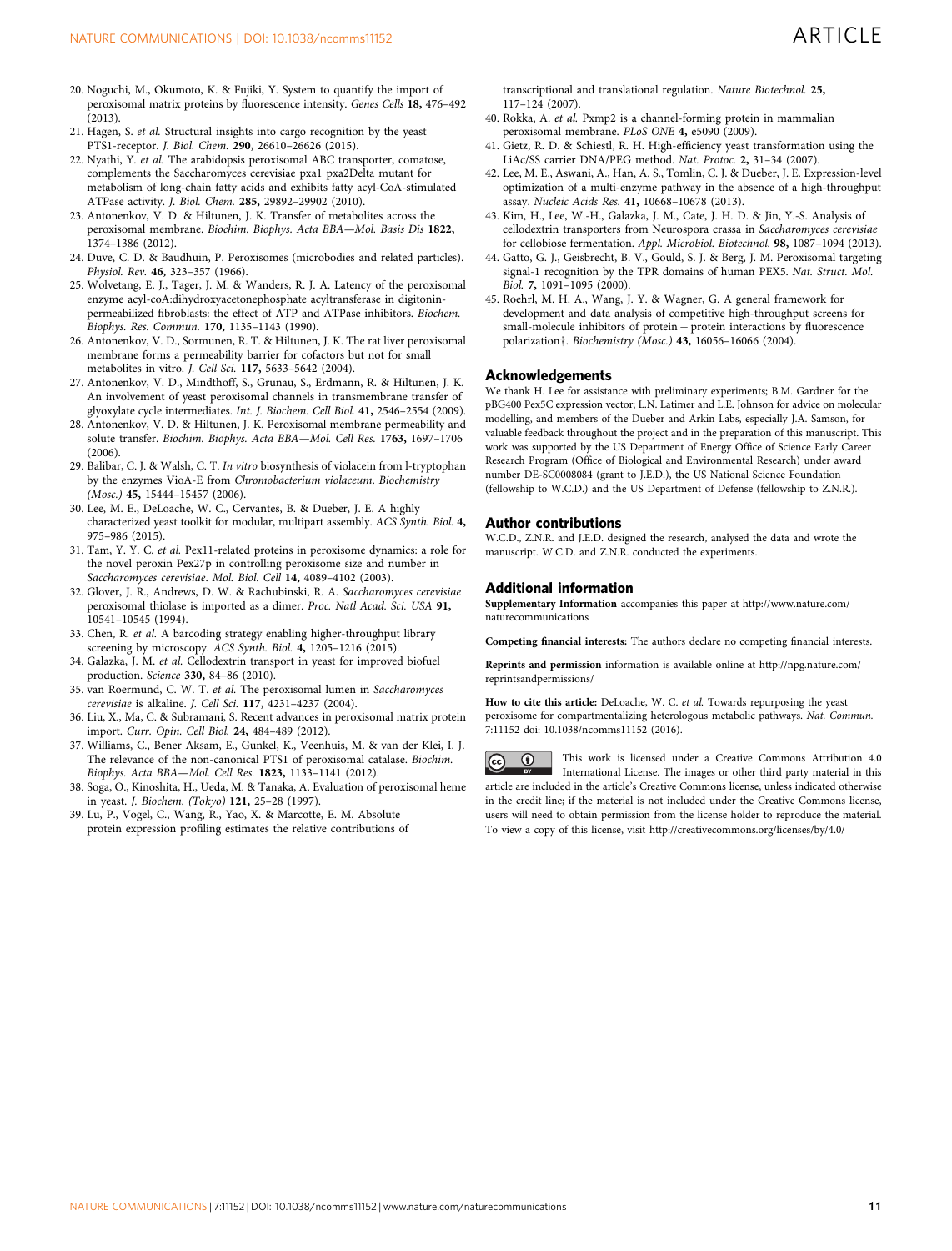20. Noguchi, M., Okumoto, K. & Fujiki, Y. System to quantify the import of peroxisomal matrix proteins by fluorescence intensity. *Genes Cells* **18,** 476–492 (2013).
21. Hagen, S. *et al.* Structural insights into cargo recognition by the yeast PTS1-receptor. *J. Biol. Chem.* **290,** 26610–26626 (2015).
22. Nyathi, Y. *et al.* The arabidopsis peroxisomal ABC transporter, comatose, complements the Saccharomyces cerevisiae pxa1 pxa2Delta mutant for metabolism of long-chain fatty acids and exhibits fatty acyl-CoA-stimulated ATPase activity. *J. Biol. Chem.* **285,** 29892–29902 (2010).
23. Antonenkov, V. D. & Hiltunen, J. K. Transfer of metabolites across the peroxisomal membrane. *Biochim. Biophys. Acta BBA—Mol. Basis Dis* **1822,** 1374–1386 (2012).
24. Duve, C. D. & Baudhuin, P. Peroxisomes (microbodies and related particles). *Physiol. Rev.* **46,** 323–357 (1966).
25. Wolvetang, E. J., Tager, J. M. & Wanders, R. J. A. Latency of the peroxisomal enzyme acyl-coA:dihydroxyacetonephosphate acyltransferase in digitonin-permeabilized fibroblasts: the effect of ATP and ATPase inhibitors. *Biochem. Biophys. Res. Commun.* **170,** 1135–1143 (1990).
26. Antonenkov, V. D., Sormunen, R. T. & Hiltunen, J. K. The rat liver peroxisomal membrane forms a permeability barrier for cofactors but not for small metabolites in vitro. *J. Cell Sci.* **117,** 5633–5642 (2004).
27. Antonenkov, V. D., Mindthoff, S., Grunau, S., Erdmann, R. & Hiltunen, J. K. An involvement of yeast peroxisomal channels in transmembrane transfer of glyoxylate cycle intermediates. *Int. J. Biochem. Cell Biol.* **41,** 2546–2554 (2009).
28. Antonenkov, V. D. & Hiltunen, J. K. Peroxisomal membrane permeability and solute transfer. *Biochim. Biophys. Acta BBA—Mol. Cell Res.* **1763,** 1697–1706 (2006).
29. Balibar, C. J. & Walsh, C. T. *In vitro* biosynthesis of violacein from l-tryptophan by the enzymes VioA-E from *Chromobacterium violaceum*. *Biochemistry (Mosc.)* **45,** 15444–15457 (2006).
30. Lee, M. E., DeLoache, W. C., Cervantes, B. & Dueber, J. E. A highly characterized yeast toolkit for modular, multipart assembly. *ACS Synth. Biol.* **4,** 975–986 (2015).
31. Tam, Y. Y. C. *et al.* Pex11-related proteins in peroxisome dynamics: a role for the novel peroxin Pex27p in controlling peroxisome size and number in *Saccharomyces cerevisiae*. *Mol. Biol. Cell* **14,** 4089–4102 (2003).
32. Glover, J. R., Andrews, D. W. & Rachubinski, R. A. *Saccharomyces cerevisiae* peroxisomal thiolase is imported as a dimer. *Proc. Natl Acad. Sci. USA* **91,** 10541–10545 (1994).
33. Chen, R. *et al.* A barcoding strategy enabling higher-throughput library screening by microscopy. *ACS Synth. Biol.* **4,** 1205–1216 (2015).
34. Galazka, J. M. *et al.* Cellodextrin transport in yeast for improved biofuel production. *Science* **330,** 84–86 (2010).
35. van Roermund, C. W. T. *et al.* The peroxisomal lumen in *Saccharomyces cerevisiae* is alkaline. *J. Cell Sci.* **117,** 4231–4237 (2004).
36. Liu, X., Ma, C. & Subramani, S. Recent advances in peroxisomal matrix protein import. *Curr. Opin. Cell Biol.* **24,** 484–489 (2012).
37. Williams, C., Bener Aksam, E., Gunkel, K., Veenhuis, M. & van der Klei, I. J. The relevance of the non-canonical PTS1 of peroxisomal catalase. *Biochim. Biophys. Acta BBA—Mol. Cell Res.* **1823,** 1133–1141 (2012).
38. Soga, O., Kinoshita, H., Ueda, M. & Tanaka, A. Evaluation of peroxisomal heme in yeast. *J. Biochem. (Tokyo)* **121,** 25–28 (1997).
39. Lu, P., Vogel, C., Wang, R., Yao, X. & Marcotte, E. M. Absolute protein expression profiling estimates the relative contributions of transcriptional and translational regulation. *Nature Biotechnol.* **25,** 117–124 (2007).
40. Rokka, A. *et al.* Pxmp2 is a channel-forming protein in mammalian peroxisomal membrane. *PLoS ONE* **4,** e5090 (2009).
41. Gietz, R. D. & Schiestl, R. H. High-efficiency yeast transformation using the LiAc/SS carrier DNA/PEG method. *Nat. Protoc.* **2,** 31–34 (2007).
42. Lee, M. E., Aswani, A., Han, A. S., Tomlin, C. J. & Dueber, J. E. Expression-level optimization of a multi-enzyme pathway in the absence of a high-throughput assay. *Nucleic Acids Res.* **41,** 10668–10678 (2013).
43. Kim, H., Lee, W.-H., Galazka, J. M., Cate, J. H. D. & Jin, Y.-S. Analysis of cellodextrin transporters from Neurospora crassa in *Saccharomyces cerevisiae* for cellobiose fermentation. *Appl. Microbiol. Biotechnol.* **98,** 1087–1094 (2013).
44. Gatto, G. J., Geisbrecht, B. V., Gould, S. J. & Berg, J. M. Peroxisomal targeting signal-1 recognition by the TPR domains of human PEX5. *Nat. Struct. Mol. Biol.* **7,** 1091–1095 (2000).
45. Roehrl, M. H. A., Wang, J. Y. & Wagner, G. A general framework for development and data analysis of competitive high-throughput screens for small-molecule inhibitors of protein – protein interactions by fluorescence polarization†. *Biochemistry (Mosc.)* **43,** 16056–16066 (2004).

## Acknowledgements

We thank H. Lee for assistance with preliminary experiments; B.M. Gardner for the pBG400 Pex5C expression vector; L.N. Latimer and L.E. Johnson for advice on molecular modelling, and members of the Dueber and Arkin Labs, especially J.A. Samson, for valuable feedback throughout the project and in the preparation of this manuscript. This work was supported by the US Department of Energy Office of Science Early Career Research Program (Office of Biological and Environmental Research) under award number DE-SC0008084 (grant to J.E.D.), the US National Science Foundation (fellowship to W.C.D.) and the US Department of Defense (fellowship to Z.N.R.).

## Author contributions

W.C.D., Z.N.R. and J.E.D. designed the research, analysed the data and wrote the manuscript. W.C.D. and Z.N.R. conducted the experiments.

## Additional information

**Supplementary Information** accompanies this paper at http://www.nature.com/naturecommunications

**Competing financial interests:** The authors declare no competing financial interests.

**Reprints and permission** information is available online at http://npg.nature.com/reprintsandpermissions/

**How to cite this article:** DeLoache, W. C. *et al.* Towards repurposing the yeast peroxisome for compartmentalizing heterologous metabolic pathways. *Nat. Commun.* 7:11152 doi: 10.1038/ncomms11152 (2016).

This work is licensed under a Creative Commons Attribution 4.0 International License. The images or other third party material in this article are included in the article's Creative Commons license, unless indicated otherwise in the credit line; if the material is not included under the Creative Commons license, users will need to obtain permission from the license holder to reproduce the material. To view a copy of this license, visit http://creativecommons.org/licenses/by/4.0/